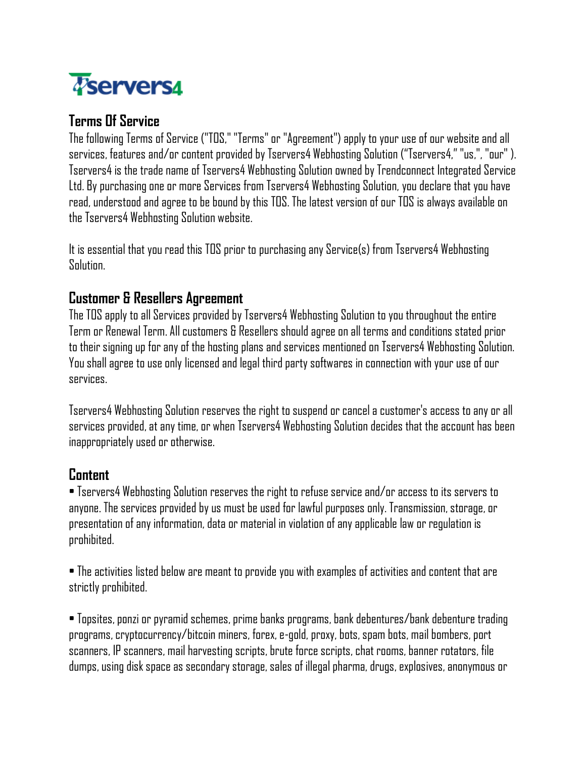Tservers4

## Terms Of Service

The following Terms of Service ("TOS," "Terms" or "Agreement") apply to your use of our website and all services, features and/or content provided by Tservers4 Webhosting Solution ("Tservers4," "us,", "our" ). Tservers4 is the trade name of Tservers4 Webhosting Solution owned by Trendconnect Integrated Service Ltd. By purchasing one or more Services from Tservers4 Webhosting Solution, you declare that you have read, understood and agree to be bound by this TOS. The latest version of our TOS is always available on the Tservers4 Webhosting Solution website.

It is essential that you read this TOS prior to purchasing any Service(s) from Tservers4 Webhosting Solution.

## Customer & Resellers Agreement

The TOS apply to all Services provided by Tservers4 Webhosting Solution to you throughout the entire Term or Renewal Term. All customers & Resellers should agree on all terms and conditions stated prior to their signing up for any of the hosting plans and services mentioned on Tservers4 Webhosting Solution. You shall agree to use only licensed and legal third party softwares in connection with your use of our services.

Tservers4 Webhosting Solution reserves the right to suspend or cancel a customer's access to any or all services provided, at any time, or when Tservers4 Webhosting Solution decides that the account has been inappropriately used or otherwise.

## Content

• Tservers4 Webhosting Solution reserves the right to refuse service and/or access to its servers to anyone. The services provided by us must be used for lawful purposes only. Transmission, storage, or presentation of any information, data or material in violation of any applicable law or regulation is prohibited.

• The activities listed below are meant to provide you with examples of activities and content that are strictly prohibited.

• Topsites, ponzi or pyramid schemes, prime banks programs, bank debentures/bank debenture trading programs, cryptocurrency/bitcoin miners, forex, e-gold, proxy, bots, spam bots, mail bombers, port scanners, IP scanners, mail harvesting scripts, brute force scripts, chat rooms, banner rotators, file dumps, using disk space as secondary storage, sales of illegal pharma, drugs, explosives, anonymous or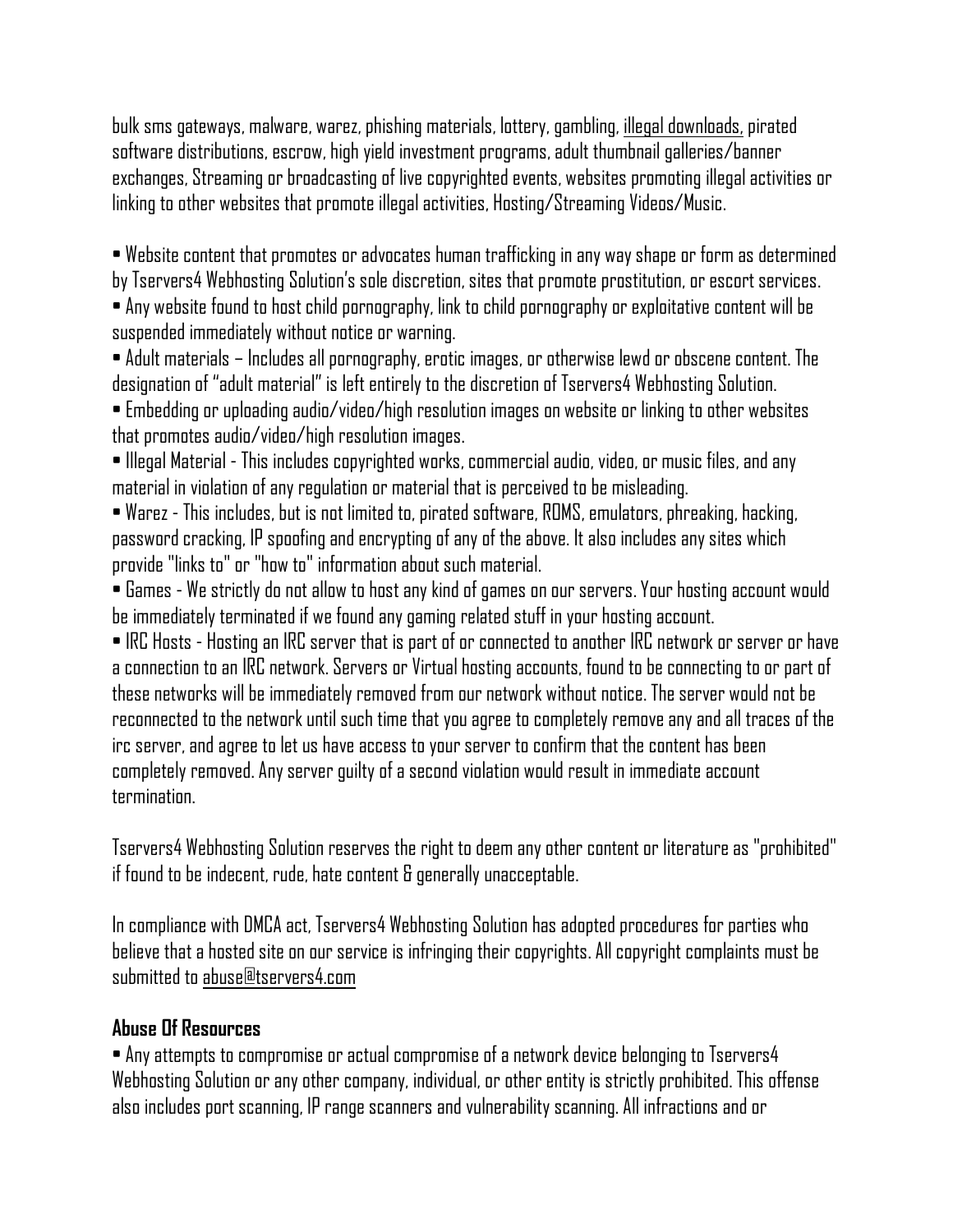bulk sms gateways, malware, warez, phishing materials, lottery, gambling, illegal downloads, pirated software distributions, escrow, high yield investment programs, adult thumbnail galleries/banner exchanges, Streaming or broadcasting of live copyrighted events, websites promoting illegal activities or linking to other websites that promote illegal activities, Hosting/Streaming Videos/Music.

- Website content that promotes or advocates human trafficking in any way shape or form as determined by Tservers4 Webhosting Solution's sole discretion, sites that promote prostitution, or escort services.
- Any website found to host child pornography, link to child pornography or exploitative content will be suspended immediately without notice or warning.
- Adult materials – Includes all pornography, erotic images, or otherwise lewd or obscene content. The designation of "adult material" is left entirely to the discretion of Tservers4 Webhosting Solution.
- Embedding or uploading audio/video/high resolution images on website or linking to other websites that promotes audio/video/high resolution images.
- Illegal Material - This includes copyrighted works, commercial audio, video, or music files, and any material in violation of any regulation or material that is perceived to be misleading.
- Warez - This includes, but is not limited to, pirated software, ROMS, emulators, phreaking, hacking, password cracking, IP spoofing and encrypting of any of the above. It also includes any sites which provide "links to" or "how to" information about such material.
- Games - We strictly do not allow to host any kind of games on our servers. Your hosting account would be immediately terminated if we found any gaming related stuff in your hosting account.
- IRC Hosts - Hosting an IRC server that is part of or connected to another IRC network or server or have a connection to an IRC network. Servers or Virtual hosting accounts, found to be connecting to or part of these networks will be immediately removed from our network without notice. The server would not be reconnected to the network until such time that you agree to completely remove any and all traces of the irc server, and agree to let us have access to your server to confirm that the content has been completely removed. Any server guilty of a second violation would result in immediate account termination.

Tservers4 Webhosting Solution reserves the right to deem any other content or literature as "prohibited" if found to be indecent, rude, hate content & generally unacceptable.

In compliance with DMCA act, Tservers4 Webhosting Solution has adopted procedures for parties who believe that a hosted site on our service is infringing their copyrights. All copyright complaints must be submitted to abuse@tservers4.com

### Abuse Of Resources

- Any attempts to compromise or actual compromise of a network device belonging to Tservers4 Webhosting Solution or any other company, individual, or other entity is strictly prohibited. This offense also includes port scanning, IP range scanners and vulnerability scanning. All infractions and or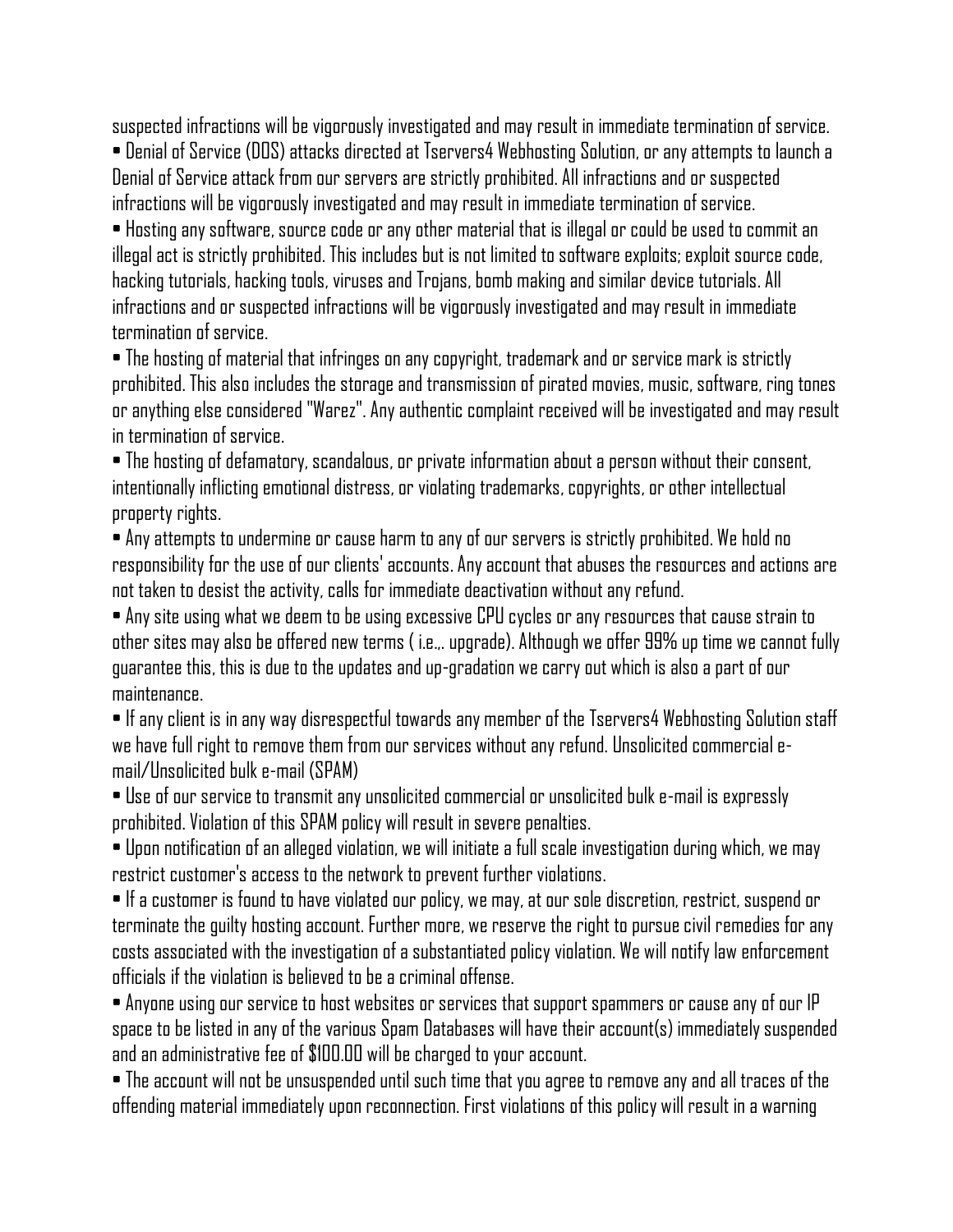suspected infractions will be vigorously investigated and may result in immediate termination of service.

- Denial of Service (DOS) attacks directed at Tservers4 Webhosting Solution, or any attempts to launch a Denial of Service attack from our servers are strictly prohibited. All infractions and or suspected infractions will be vigorously investigated and may result in immediate termination of service.
- Hosting any software, source code or any other material that is illegal or could be used to commit an illegal act is strictly prohibited. This includes but is not limited to software exploits; exploit source code, hacking tutorials, hacking tools, viruses and Trojans, bomb making and similar device tutorials. All infractions and or suspected infractions will be vigorously investigated and may result in immediate termination of service.
- The hosting of material that infringes on any copyright, trademark and or service mark is strictly prohibited. This also includes the storage and transmission of pirated movies, music, software, ring tones or anything else considered "Warez". Any authentic complaint received will be investigated and may result in termination of service.
- The hosting of defamatory, scandalous, or private information about a person without their consent, intentionally inflicting emotional distress, or violating trademarks, copyrights, or other intellectual property rights.
- Any attempts to undermine or cause harm to any of our servers is strictly prohibited. We hold no responsibility for the use of our clients' accounts. Any account that abuses the resources and actions are not taken to desist the activity, calls for immediate deactivation without any refund.
- Any site using what we deem to be using excessive CPU cycles or any resources that cause strain to other sites may also be offered new terms ( i.e.,. upgrade). Although we offer 99% up time we cannot fully guarantee this, this is due to the updates and up-gradation we carry out which is also a part of our maintenance.
- If any client is in any way disrespectful towards any member of the Tservers4 Webhosting Solution staff we have full right to remove them from our services without any refund. Unsolicited commercial e-mail/Unsolicited bulk e-mail (SPAM)
- Use of our service to transmit any unsolicited commercial or unsolicited bulk e-mail is expressly prohibited. Violation of this SPAM policy will result in severe penalties.
- Upon notification of an alleged violation, we will initiate a full scale investigation during which, we may restrict customer's access to the network to prevent further violations.
- If a customer is found to have violated our policy, we may, at our sole discretion, restrict, suspend or terminate the guilty hosting account. Further more, we reserve the right to pursue civil remedies for any costs associated with the investigation of a substantiated policy violation. We will notify law enforcement officials if the violation is believed to be a criminal offense.
- Anyone using our service to host websites or services that support spammers or cause any of our IP space to be listed in any of the various Spam Databases will have their account(s) immediately suspended and an administrative fee of $100.00 will be charged to your account.
- The account will not be unsuspended until such time that you agree to remove any and all traces of the offending material immediately upon reconnection. First violations of this policy will result in a warning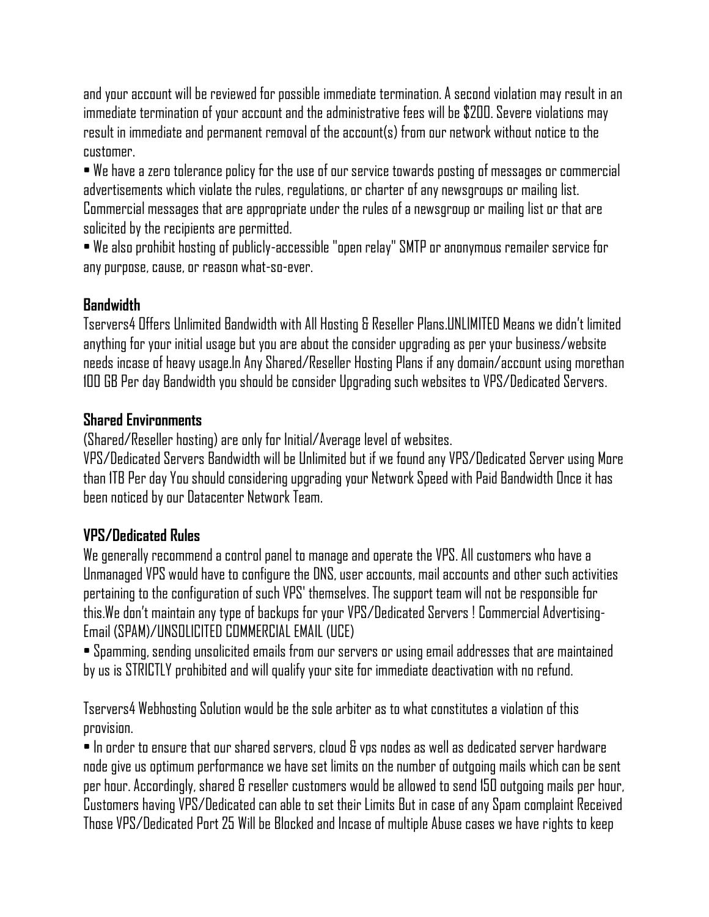and your account will be reviewed for possible immediate termination. A second violation may result in an immediate termination of your account and the administrative fees will be $200. Severe violations may result in immediate and permanent removal of the account(s) from our network without notice to the customer.

• We have a zero tolerance policy for the use of our service towards posting of messages or commercial advertisements which violate the rules, regulations, or charter of any newsgroups or mailing list. Commercial messages that are appropriate under the rules of a newsgroup or mailing list or that are solicited by the recipients are permitted.

• We also prohibit hosting of publicly-accessible "open relay" SMTP or anonymous remailer service for any purpose, cause, or reason what-so-ever.

**Bandwidth**

Tservers4 Offers Unlimited Bandwidth with All Hosting & Reseller Plans.UNLIMITED Means we didn't limited anything for your initial usage but you are about the consider upgrading as per your business/website needs incase of heavy usage.In Any Shared/Reseller Hosting Plans if any domain/account using morethan 100 GB Per day Bandwidth you should be consider Upgrading such websites to VPS/Dedicated Servers.

**Shared Environments**

(Shared/Reseller hosting) are only for Initial/Average level of websites.

VPS/Dedicated Servers Bandwidth will be Unlimited but if we found any VPS/Dedicated Server using More than 1TB Per day You should considering upgrading your Network Speed with Paid Bandwidth Once it has been noticed by our Datacenter Network Team.

**VPS/Dedicated Rules**

We generally recommend a control panel to manage and operate the VPS. All customers who have a Unmanaged VPS would have to configure the DNS, user accounts, mail accounts and other such activities pertaining to the configuration of such VPS' themselves. The support team will not be responsible for this.We don't maintain any type of backups for your VPS/Dedicated Servers ! Commercial Advertising-Email (SPAM)/UNSOLICITED COMMERCIAL EMAIL (UCE)

• Spamming, sending unsolicited emails from our servers or using email addresses that are maintained by us is STRICTLY prohibited and will qualify your site for immediate deactivation with no refund.

Tservers4 Webhosting Solution would be the sole arbiter as to what constitutes a violation of this provision.

• In order to ensure that our shared servers, cloud & vps nodes as well as dedicated server hardware node give us optimum performance we have set limits on the number of outgoing mails which can be sent per hour. Accordingly, shared & reseller customers would be allowed to send 150 outgoing mails per hour, Customers having VPS/Dedicated can able to set their Limits But in case of any Spam complaint Received Those VPS/Dedicated Port 25 Will be Blocked and Incase of multiple Abuse cases we have rights to keep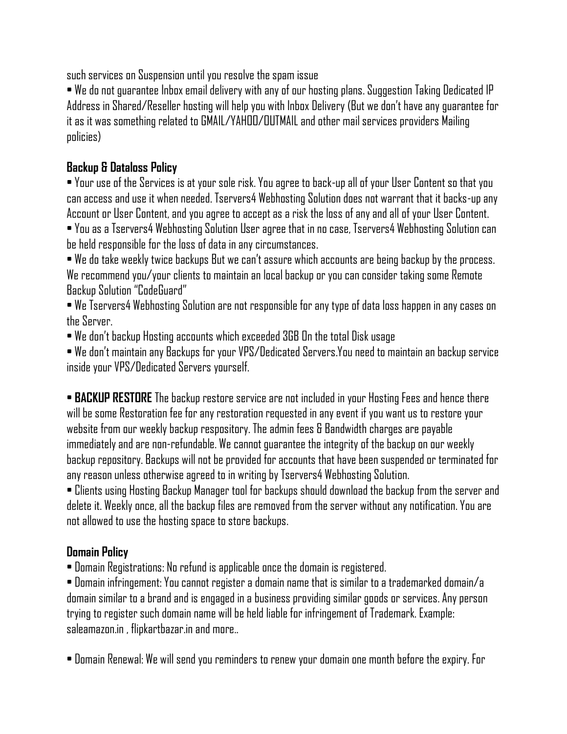such services on Suspension until you resolve the spam issue

• We do not guarantee Inbox email delivery with any of our hosting plans. Suggestion Taking Dedicated IP Address in Shared/Reseller hosting will help you with Inbox Delivery (But we don't have any guarantee for it as it was something related to GMAIL/YAHOO/OUTMAIL and other mail services providers Mailing policies)

**Backup & Dataloss Policy**

• Your use of the Services is at your sole risk. You agree to back-up all of your User Content so that you can access and use it when needed. Tservers4 Webhosting Solution does not warrant that it backs-up any Account or User Content, and you agree to accept as a risk the loss of any and all of your User Content.

• You as a Tservers4 Webhosting Solution User agree that in no case, Tservers4 Webhosting Solution can be held responsible for the loss of data in any circumstances.

• We do take weekly twice backups But we can't assure which accounts are being backup by the process. We recommend you/your clients to maintain an local backup or you can consider taking some Remote Backup Solution "CodeGuard"

• We Tservers4 Webhosting Solution are not responsible for any type of data loss happen in any cases on the Server.

• We don't backup Hosting accounts which exceeded 3GB On the total Disk usage

• We don't maintain any Backups for your VPS/Dedicated Servers.You need to maintain an backup service inside your VPS/Dedicated Servers yourself.

• **BACKUP RESTORE** The backup restore service are not included in your Hosting Fees and hence there will be some Restoration fee for any restoration requested in any event if you want us to restore your website from our weekly backup respository. The admin fees & Bandwidth charges are payable immediately and are non-refundable. We cannot guarantee the integrity of the backup on our weekly backup repository. Backups will not be provided for accounts that have been suspended or terminated for any reason unless otherwise agreed to in writing by Tservers4 Webhosting Solution.

• Clients using Hosting Backup Manager tool for backups should download the backup from the server and delete it. Weekly once, all the backup files are removed from the server without any notification. You are not allowed to use the hosting space to store backups.

**Domain Policy**

• Domain Registrations: No refund is applicable once the domain is registered.

• Domain infringement: You cannot register a domain name that is similar to a trademarked domain/a domain similar to a brand and is engaged in a business providing similar goods or services. Any person trying to register such domain name will be held liable for infringement of Trademark. Example: saleamazon.in , flipkartbazar.in and more..

• Domain Renewal: We will send you reminders to renew your domain one month before the expiry. For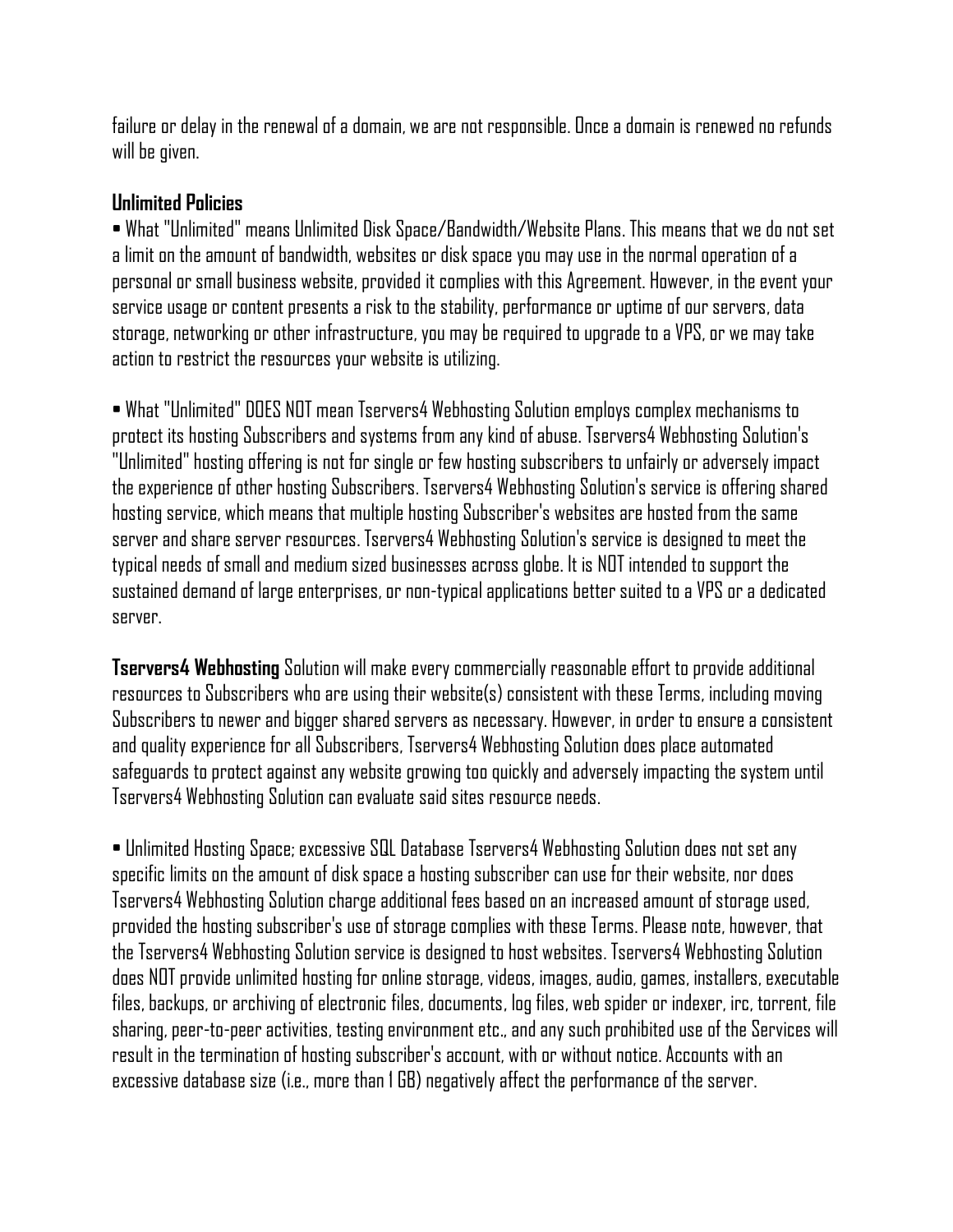failure or delay in the renewal of a domain, we are not responsible. Once a domain is renewed no refunds will be given.

**Unlimited Policies**

• What "Unlimited" means Unlimited Disk Space/Bandwidth/Website Plans. This means that we do not set a limit on the amount of bandwidth, websites or disk space you may use in the normal operation of a personal or small business website, provided it complies with this Agreement. However, in the event your service usage or content presents a risk to the stability, performance or uptime of our servers, data storage, networking or other infrastructure, you may be required to upgrade to a VPS, or we may take action to restrict the resources your website is utilizing.

• What "Unlimited" DOES NOT mean Tservers4 Webhosting Solution employs complex mechanisms to protect its hosting Subscribers and systems from any kind of abuse. Tservers4 Webhosting Solution's "Unlimited" hosting offering is not for single or few hosting subscribers to unfairly or adversely impact the experience of other hosting Subscribers. Tservers4 Webhosting Solution's service is offering shared hosting service, which means that multiple hosting Subscriber's websites are hosted from the same server and share server resources. Tservers4 Webhosting Solution's service is designed to meet the typical needs of small and medium sized businesses across globe. It is NOT intended to support the sustained demand of large enterprises, or non-typical applications better suited to a VPS or a dedicated server.

**Tservers4 Webhosting** Solution will make every commercially reasonable effort to provide additional resources to Subscribers who are using their website(s) consistent with these Terms, including moving Subscribers to newer and bigger shared servers as necessary. However, in order to ensure a consistent and quality experience for all Subscribers, Tservers4 Webhosting Solution does place automated safeguards to protect against any website growing too quickly and adversely impacting the system until Tservers4 Webhosting Solution can evaluate said sites resource needs.

• Unlimited Hosting Space; excessive SQL Database Tservers4 Webhosting Solution does not set any specific limits on the amount of disk space a hosting subscriber can use for their website, nor does Tservers4 Webhosting Solution charge additional fees based on an increased amount of storage used, provided the hosting subscriber's use of storage complies with these Terms. Please note, however, that the Tservers4 Webhosting Solution service is designed to host websites. Tservers4 Webhosting Solution does NOT provide unlimited hosting for online storage, videos, images, audio, games, installers, executable files, backups, or archiving of electronic files, documents, log files, web spider or indexer, irc, torrent, file sharing, peer-to-peer activities, testing environment etc., and any such prohibited use of the Services will result in the termination of hosting subscriber's account, with or without notice. Accounts with an excessive database size (i.e., more than 1 GB) negatively affect the performance of the server.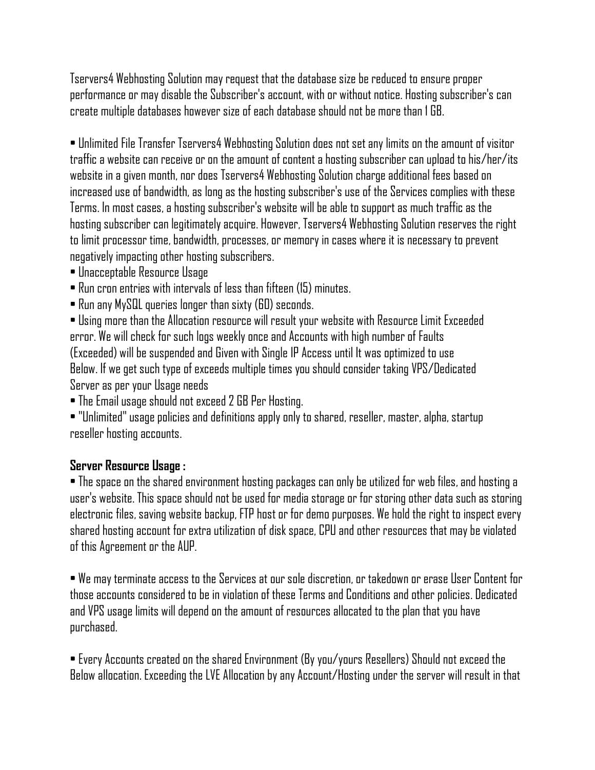Tservers4 Webhosting Solution may request that the database size be reduced to ensure proper performance or may disable the Subscriber's account, with or without notice. Hosting subscriber's can create multiple databases however size of each database should not be more than 1 GB.

- Unlimited File Transfer Tservers4 Webhosting Solution does not set any limits on the amount of visitor traffic a website can receive or on the amount of content a hosting subscriber can upload to his/her/its website in a given month, nor does Tservers4 Webhosting Solution charge additional fees based on increased use of bandwidth, as long as the hosting subscriber's use of the Services complies with these Terms. In most cases, a hosting subscriber's website will be able to support as much traffic as the hosting subscriber can legitimately acquire. However, Tservers4 Webhosting Solution reserves the right to limit processor time, bandwidth, processes, or memory in cases where it is necessary to prevent negatively impacting other hosting subscribers.
- Unacceptable Resource Usage
- Run cron entries with intervals of less than fifteen (15) minutes.
- Run any MySQL queries longer than sixty (60) seconds.
- Using more than the Allocation resource will result your website with Resource Limit Exceeded error. We will check for such logs weekly once and Accounts with high number of Faults (Exceeded) will be suspended and Given with Single IP Access until It was optimized to use Below. If we get such type of exceeds multiple times you should consider taking VPS/Dedicated Server as per your Usage needs
- The Email usage should not exceed 2 GB Per Hosting.
- "Unlimited" usage policies and definitions apply only to shared, reseller, master, alpha, startup reseller hosting accounts.

**Server Resource Usage :**

- The space on the shared environment hosting packages can only be utilized for web files, and hosting a user's website. This space should not be used for media storage or for storing other data such as storing electronic files, saving website backup, FTP host or for demo purposes. We hold the right to inspect every shared hosting account for extra utilization of disk space, CPU and other resources that may be violated of this Agreement or the AUP.

- We may terminate access to the Services at our sole discretion, or takedown or erase User Content for those accounts considered to be in violation of these Terms and Conditions and other policies. Dedicated and VPS usage limits will depend on the amount of resources allocated to the plan that you have purchased.

- Every Accounts created on the shared Environment (By you/yours Resellers) Should not exceed the Below allocation. Exceeding the LVE Allocation by any Account/Hosting under the server will result in that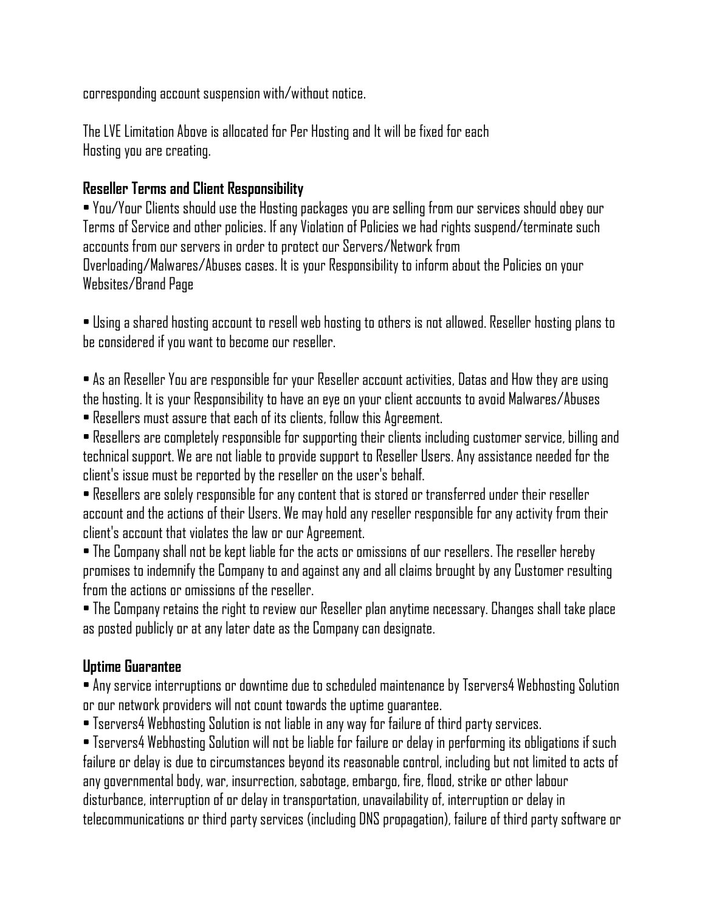corresponding account suspension with/without notice.

The LVE Limitation Above is allocated for Per Hosting and It will be fixed for each Hosting you are creating.

### Reseller Terms and Client Responsibility

- You/Your Clients should use the Hosting packages you are selling from our services should obey our Terms of Service and other policies. If any Violation of Policies we had rights suspend/terminate such accounts from our servers in order to protect our Servers/Network from Overloading/Malwares/Abuses cases. It is your Responsibility to inform about the Policies on your Websites/Brand Page

- Using a shared hosting account to resell web hosting to others is not allowed. Reseller hosting plans to be considered if you want to become our reseller.

- As an Reseller You are responsible for your Reseller account activities, Datas and How they are using the hosting. It is your Responsibility to have an eye on your client accounts to avoid Malwares/Abuses
- Resellers must assure that each of its clients, follow this Agreement.
- Resellers are completely responsible for supporting their clients including customer service, billing and technical support. We are not liable to provide support to Reseller Users. Any assistance needed for the client's issue must be reported by the reseller on the user's behalf.
- Resellers are solely responsible for any content that is stored or transferred under their reseller account and the actions of their Users. We may hold any reseller responsible for any activity from their client's account that violates the law or our Agreement.
- The Company shall not be kept liable for the acts or omissions of our resellers. The reseller hereby promises to indemnify the Company to and against any and all claims brought by any Customer resulting from the actions or omissions of the reseller.
- The Company retains the right to review our Reseller plan anytime necessary. Changes shall take place as posted publicly or at any later date as the Company can designate.

### Uptime Guarantee

- Any service interruptions or downtime due to scheduled maintenance by Tservers4 Webhosting Solution or our network providers will not count towards the uptime guarantee.
- Tservers4 Webhosting Solution is not liable in any way for failure of third party services.
- Tservers4 Webhosting Solution will not be liable for failure or delay in performing its obligations if such failure or delay is due to circumstances beyond its reasonable control, including but not limited to acts of any governmental body, war, insurrection, sabotage, embargo, fire, flood, strike or other labour disturbance, interruption of or delay in transportation, unavailability of, interruption or delay in telecommunications or third party services (including DNS propagation), failure of third party software or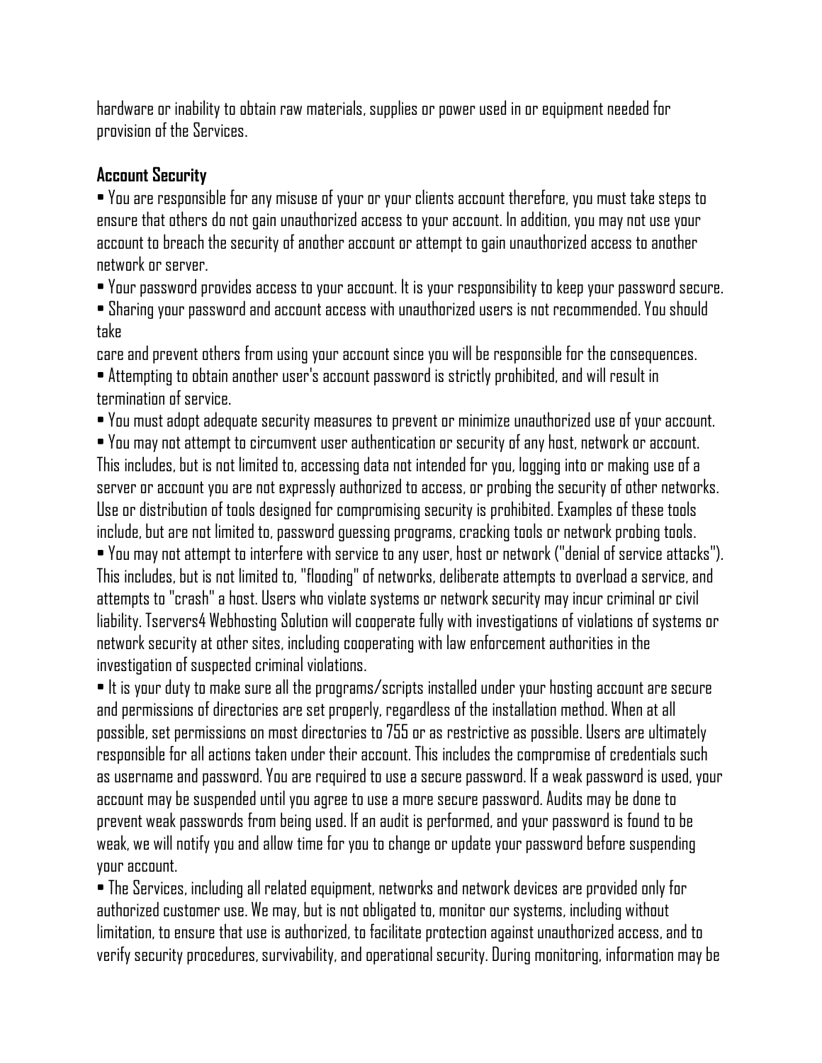hardware or inability to obtain raw materials, supplies or power used in or equipment needed for provision of the Services.

**Account Security**

- You are responsible for any misuse of your or your clients account therefore, you must take steps to ensure that others do not gain unauthorized access to your account. In addition, you may not use your account to breach the security of another account or attempt to gain unauthorized access to another network or server.
- Your password provides access to your account. It is your responsibility to keep your password secure.
- Sharing your password and account access with unauthorized users is not recommended. You should take care and prevent others from using your account since you will be responsible for the consequences.
- Attempting to obtain another user's account password is strictly prohibited, and will result in termination of service.
- You must adopt adequate security measures to prevent or minimize unauthorized use of your account.
- You may not attempt to circumvent user authentication or security of any host, network or account. This includes, but is not limited to, accessing data not intended for you, logging into or making use of a server or account you are not expressly authorized to access, or probing the security of other networks. Use or distribution of tools designed for compromising security is prohibited. Examples of these tools include, but are not limited to, password guessing programs, cracking tools or network probing tools.
- You may not attempt to interfere with service to any user, host or network ("denial of service attacks"). This includes, but is not limited to, "flooding" of networks, deliberate attempts to overload a service, and attempts to "crash" a host. Users who violate systems or network security may incur criminal or civil liability. Tservers4 Webhosting Solution will cooperate fully with investigations of violations of systems or network security at other sites, including cooperating with law enforcement authorities in the investigation of suspected criminal violations.
- It is your duty to make sure all the programs/scripts installed under your hosting account are secure and permissions of directories are set properly, regardless of the installation method. When at all possible, set permissions on most directories to 755 or as restrictive as possible. Users are ultimately responsible for all actions taken under their account. This includes the compromise of credentials such as username and password. You are required to use a secure password. If a weak password is used, your account may be suspended until you agree to use a more secure password. Audits may be done to prevent weak passwords from being used. If an audit is performed, and your password is found to be weak, we will notify you and allow time for you to change or update your password before suspending your account.
- The Services, including all related equipment, networks and network devices are provided only for authorized customer use. We may, but is not obligated to, monitor our systems, including without limitation, to ensure that use is authorized, to facilitate protection against unauthorized access, and to verify security procedures, survivability, and operational security. During monitoring, information may be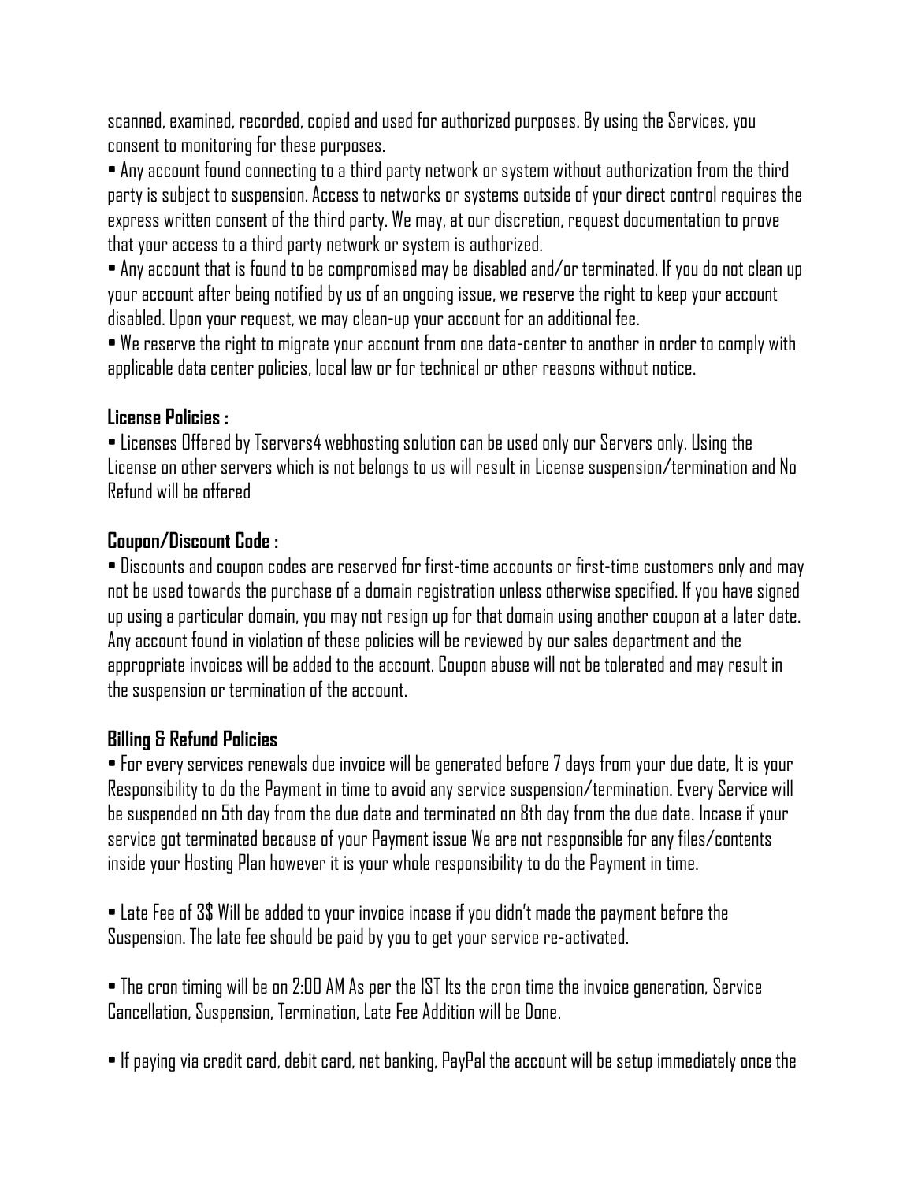scanned, examined, recorded, copied and used for authorized purposes. By using the Services, you consent to monitoring for these purposes.

- Any account found connecting to a third party network or system without authorization from the third party is subject to suspension. Access to networks or systems outside of your direct control requires the express written consent of the third party. We may, at our discretion, request documentation to prove that your access to a third party network or system is authorized.
- Any account that is found to be compromised may be disabled and/or terminated. If you do not clean up your account after being notified by us of an ongoing issue, we reserve the right to keep your account disabled. Upon your request, we may clean-up your account for an additional fee.
- We reserve the right to migrate your account from one data-center to another in order to comply with applicable data center policies, local law or for technical or other reasons without notice.

**License Policies :**

- Licenses Offered by Tservers4 webhosting solution can be used only our Servers only. Using the License on other servers which is not belongs to us will result in License suspension/termination and No Refund will be offered

**Coupon/Discount Code :**

- Discounts and coupon codes are reserved for first-time accounts or first-time customers only and may not be used towards the purchase of a domain registration unless otherwise specified. If you have signed up using a particular domain, you may not resign up for that domain using another coupon at a later date. Any account found in violation of these policies will be reviewed by our sales department and the appropriate invoices will be added to the account. Coupon abuse will not be tolerated and may result in the suspension or termination of the account.

**Billing & Refund Policies**

- For every services renewals due invoice will be generated before 7 days from your due date, It is your Responsibility to do the Payment in time to avoid any service suspension/termination. Every Service will be suspended on 5th day from the due date and terminated on 8th day from the due date. Incase if your service got terminated because of your Payment issue We are not responsible for any files/contents inside your Hosting Plan however it is your whole responsibility to do the Payment in time.

- Late Fee of 3$ Will be added to your invoice incase if you didn't made the payment before the Suspension. The late fee should be paid by you to get your service re-activated.

- The cron timing will be on 2:00 AM As per the IST Its the cron time the invoice generation, Service Cancellation, Suspension, Termination, Late Fee Addition will be Done.

- If paying via credit card, debit card, net banking, PayPal the account will be setup immediately once the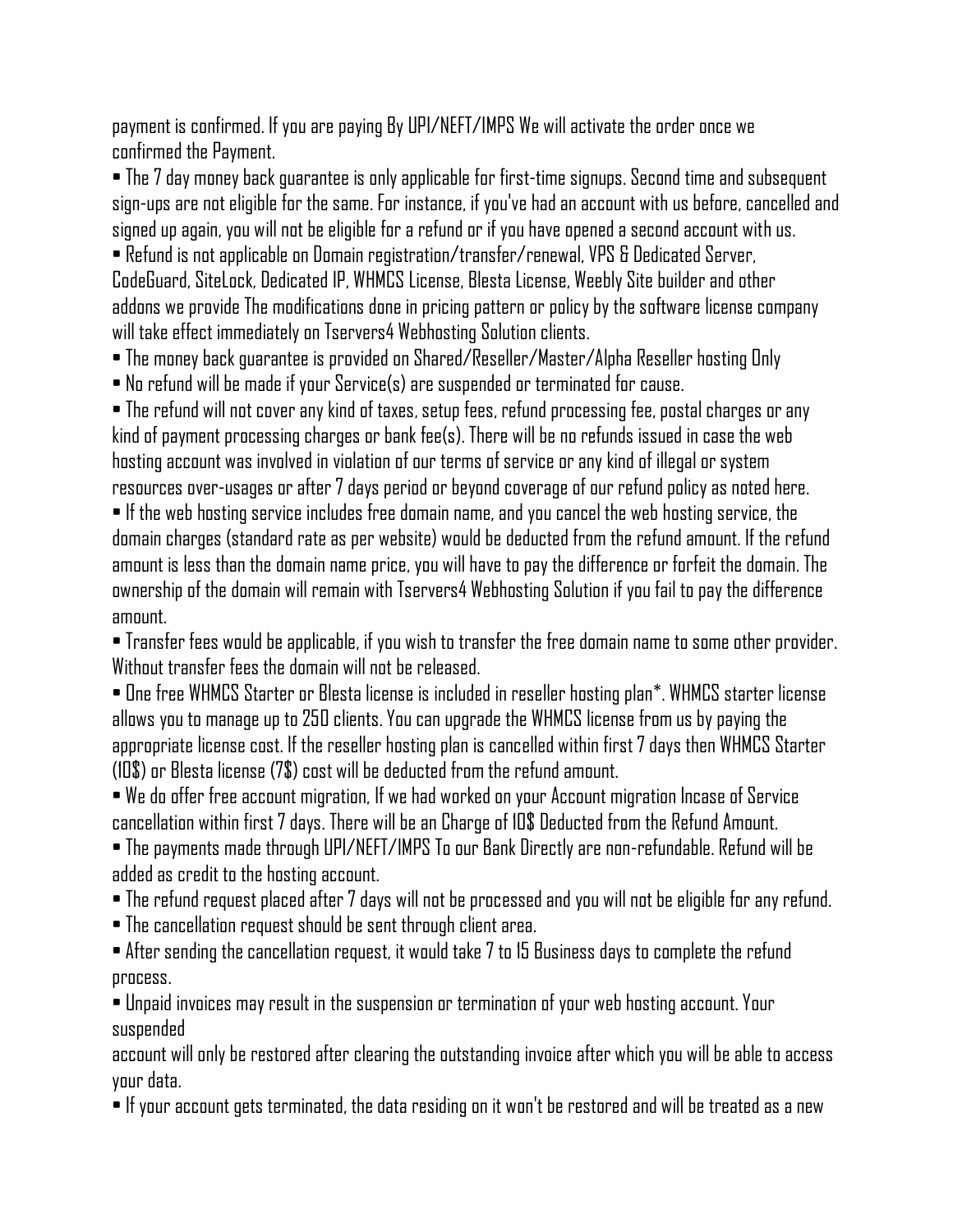payment is confirmed. If you are paying By UPI/NEFT/IMPS We will activate the order once we confirmed the Payment.

- The 7 day money back guarantee is only applicable for first-time signups. Second time and subsequent sign-ups are not eligible for the same. For instance, if you've had an account with us before, cancelled and signed up again, you will not be eligible for a refund or if you have opened a second account with us.
- Refund is not applicable on Domain registration/transfer/renewal, VPS & Dedicated Server, CodeGuard, SiteLock, Dedicated IP, WHMCS License, Blesta License, Weebly Site builder and other addons we provide The modifications done in pricing pattern or policy by the software license company will take effect immediately on Tservers4 Webhosting Solution clients.
- The money back guarantee is provided on Shared/Reseller/Master/Alpha Reseller hosting Only
- No refund will be made if your Service(s) are suspended or terminated for cause.
- The refund will not cover any kind of taxes, setup fees, refund processing fee, postal charges or any kind of payment processing charges or bank fee(s). There will be no refunds issued in case the web hosting account was involved in violation of our terms of service or any kind of illegal or system resources over-usages or after 7 days period or beyond coverage of our refund policy as noted here.
- If the web hosting service includes free domain name, and you cancel the web hosting service, the domain charges (standard rate as per website) would be deducted from the refund amount. If the refund amount is less than the domain name price, you will have to pay the difference or forfeit the domain. The ownership of the domain will remain with Tservers4 Webhosting Solution if you fail to pay the difference amount.
- Transfer fees would be applicable, if you wish to transfer the free domain name to some other provider. Without transfer fees the domain will not be released.
- One free WHMCS Starter or Blesta license is included in reseller hosting plan*. WHMCS starter license allows you to manage up to 250 clients. You can upgrade the WHMCS license from us by paying the appropriate license cost. If the reseller hosting plan is cancelled within first 7 days then WHMCS Starter (10$) or Blesta license (7$) cost will be deducted from the refund amount.
- We do offer free account migration, If we had worked on your Account migration Incase of Service cancellation within first 7 days. There will be an Charge of 10$ Deducted from the Refund Amount.
- The payments made through UPI/NEFT/IMPS To our Bank Directly are non-refundable. Refund will be added as credit to the hosting account.
- The refund request placed after 7 days will not be processed and you will not be eligible for any refund.
- The cancellation request should be sent through client area.
- After sending the cancellation request, it would take 7 to 15 Business days to complete the refund process.
- Unpaid invoices may result in the suspension or termination of your web hosting account. Your suspended account will only be restored after clearing the outstanding invoice after which you will be able to access your data.
- If your account gets terminated, the data residing on it won't be restored and will be treated as a new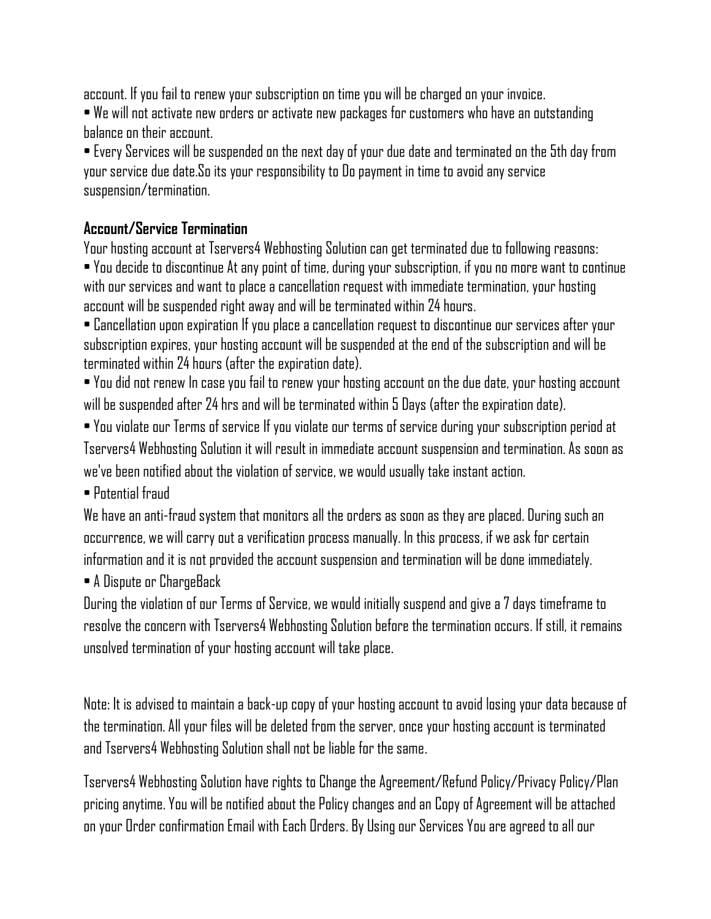account. If you fail to renew your subscription on time you will be charged on your invoice.

- We will not activate new orders or activate new packages for customers who have an outstanding balance on their account.
- Every Services will be suspended on the next day of your due date and terminated on the 5th day from your service due date.So its your responsibility to Do payment in time to avoid any service suspension/termination.

**Account/Service Termination**

Your hosting account at Tservers4 Webhosting Solution can get terminated due to following reasons:

- You decide to discontinue At any point of time, during your subscription, if you no more want to continue with our services and want to place a cancellation request with immediate termination, your hosting account will be suspended right away and will be terminated within 24 hours.
- Cancellation upon expiration If you place a cancellation request to discontinue our services after your subscription expires, your hosting account will be suspended at the end of the subscription and will be terminated within 24 hours (after the expiration date).
- You did not renew In case you fail to renew your hosting account on the due date, your hosting account will be suspended after 24 hrs and will be terminated within 5 Days (after the expiration date).
- You violate our Terms of service If you violate our terms of service during your subscription period at Tservers4 Webhosting Solution it will result in immediate account suspension and termination. As soon as we've been notified about the violation of service, we would usually take instant action.
- Potential fraud

We have an anti-fraud system that monitors all the orders as soon as they are placed. During such an occurrence, we will carry out a verification process manually. In this process, if we ask for certain information and it is not provided the account suspension and termination will be done immediately.

- A Dispute or ChargeBack

During the violation of our Terms of Service, we would initially suspend and give a 7 days timeframe to resolve the concern with Tservers4 Webhosting Solution before the termination occurs. If still, it remains unsolved termination of your hosting account will take place.

Note: It is advised to maintain a back-up copy of your hosting account to avoid losing your data because of the termination. All your files will be deleted from the server, once your hosting account is terminated and Tservers4 Webhosting Solution shall not be liable for the same.

Tservers4 Webhosting Solution have rights to Change the Agreement/Refund Policy/Privacy Policy/Plan pricing anytime. You will be notified about the Policy changes and an Copy of Agreement will be attached on your Order confirmation Email with Each Orders. By Using our Services You are agreed to all our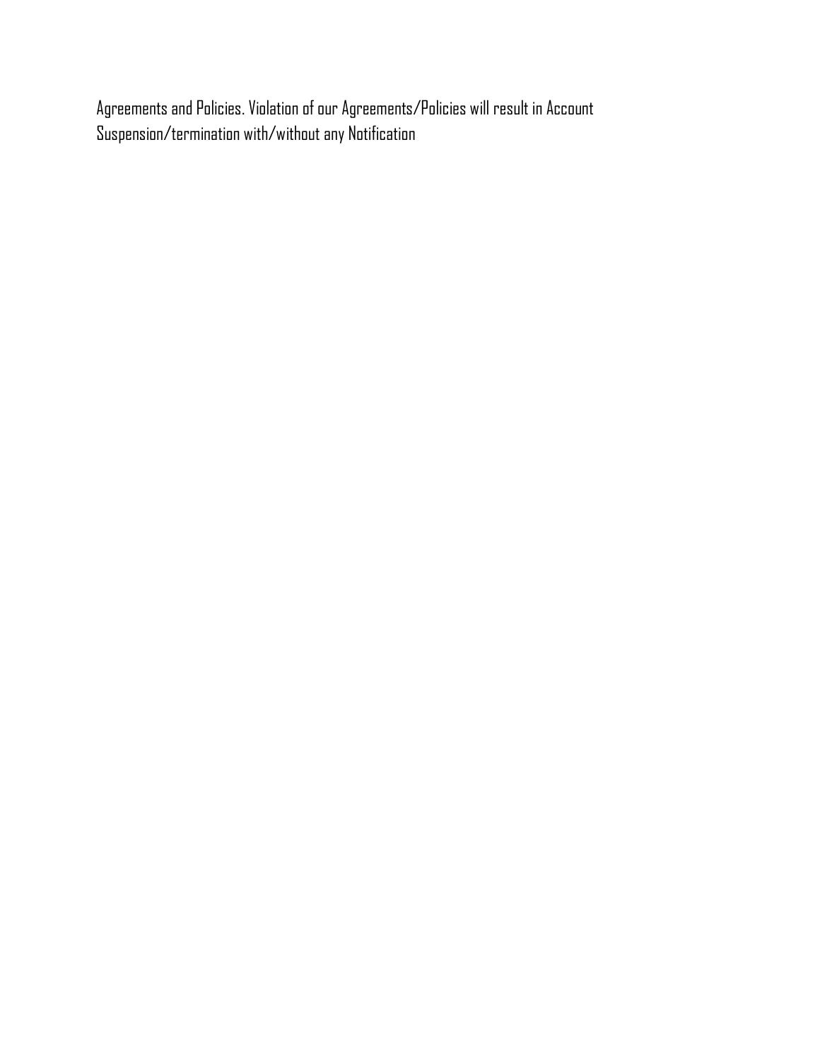Agreements and Policies. Violation of our Agreements/Policies will result in Account Suspension/termination with/without any Notification